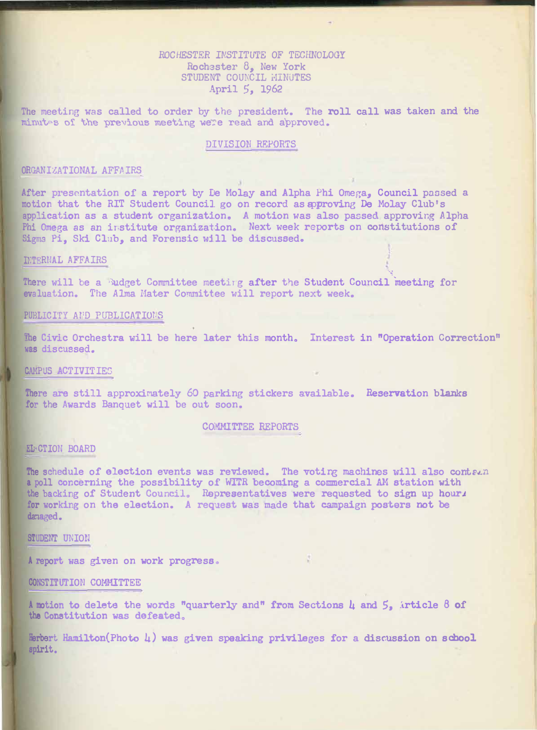ROCHESTER INSTITUTE OF TECHNOLOGY
Rochester 8, New York
STUDENT COUNCIL MINUTES
April 5, 1962

The meeting was called to order by the president. The roll call was taken and the minutes of the previous meeting were read and approved.

## DIVISION REPORTS

### ORGANIZATIONAL AFFAIRS

After presentation of a report by De Molay and Alpha Phi Omega, Council passed a motion that the RIT Student Council go on record as approving De Molay Club's application as a student organization. A motion was also passed approving Alpha Phi Omega as an institute organization. Next week reports on constitutions of Sigma Pi, Ski Club, and Forensic will be discussed.

### INTERNAL AFFAIRS

There will be a Budget Committee meeting after the Student Council meeting for evaluation. The Alma Mater Committee will report next week.

### PUBLICITY AND PUBLICATIONS

The Civic Orchestra will be here later this month. Interest in "Operation Correction" was discussed.

### CAMPUS ACTIVITIES

There are still approximately 60 parking stickers available. Reservation blanks for the Awards Banquet will be out soon.

## COMMITTEE REPORTS

### ELECTION BOARD

The schedule of election events was reviewed. The voting machines will also contain a poll concerning the possibility of WITR becoming a commercial AM station with the backing of Student Council. Representatives were requested to sign up hours for working on the election. A request was made that campaign posters not be damaged.

### STUDENT UNION

A report was given on work progress.

### CONSTITUTION COMMITTEE

A motion to delete the words "quarterly and" from Sections 4 and 5, Article 8 of the Constitution was defeated.

Herbert Hamilton(Photo 4) was given speaking privileges for a discussion on school spirit.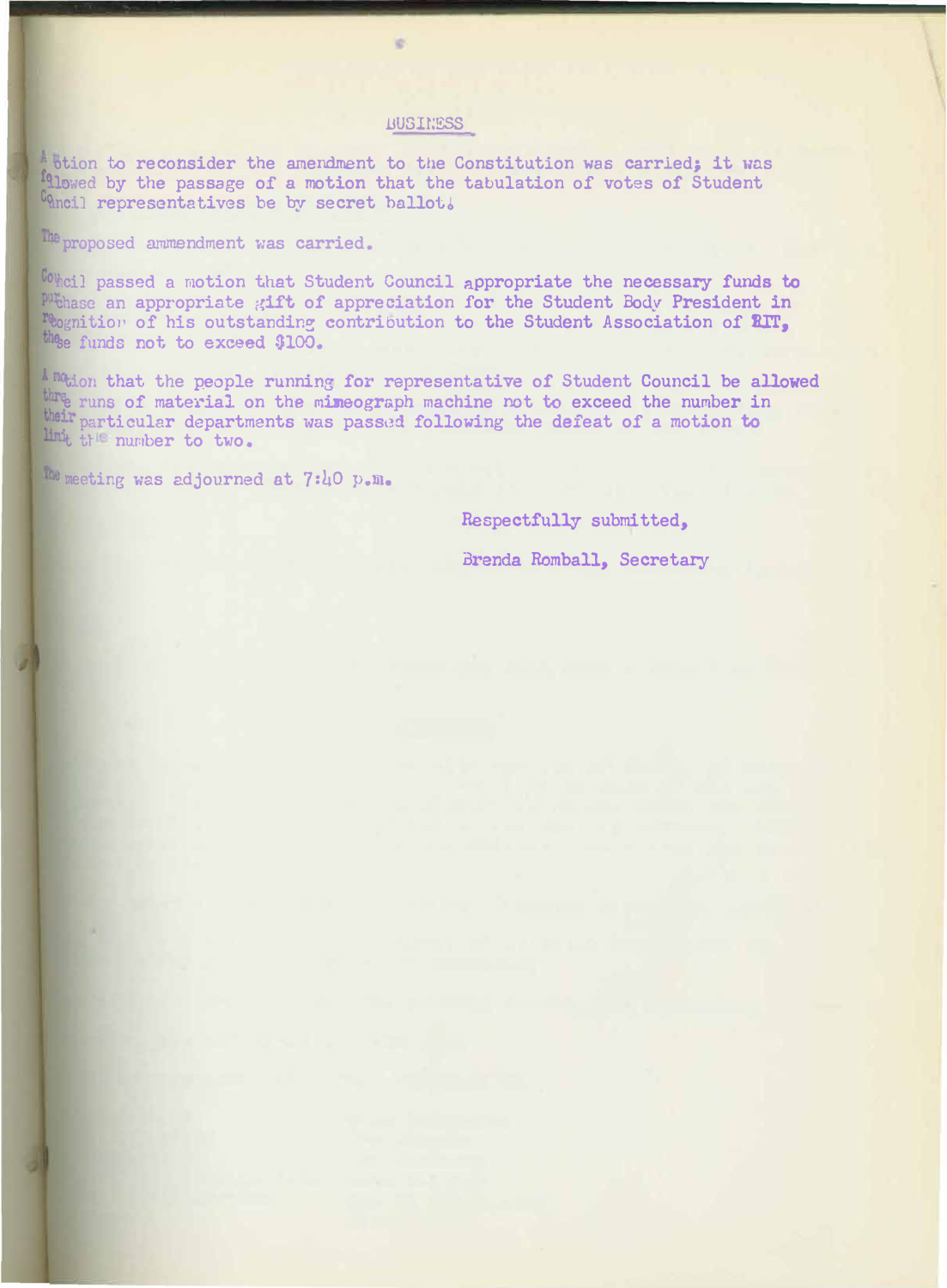## BUSINESS

A motion to reconsider the amendment to the Constitution was carried; it was followed by the passage of a motion that the tabulation of votes of Student Council representatives be by secret ballot.

The proposed ammendment was carried.

Council passed a motion that Student Council appropriate the necessary funds to purchase an appropriate gift of appreciation for the Student Body President in recognition of his outstanding contribution to the Student Association of RIT, these funds not to exceed $100.

A motion that the people running for representative of Student Council be allowed three runs of material on the mimeograph machine not to exceed the number in their particular departments was passed following the defeat of a motion to limit the number to two.

The meeting was adjourned at 7:40 p.m.

Respectfully submitted,

Brenda Romball, Secretary